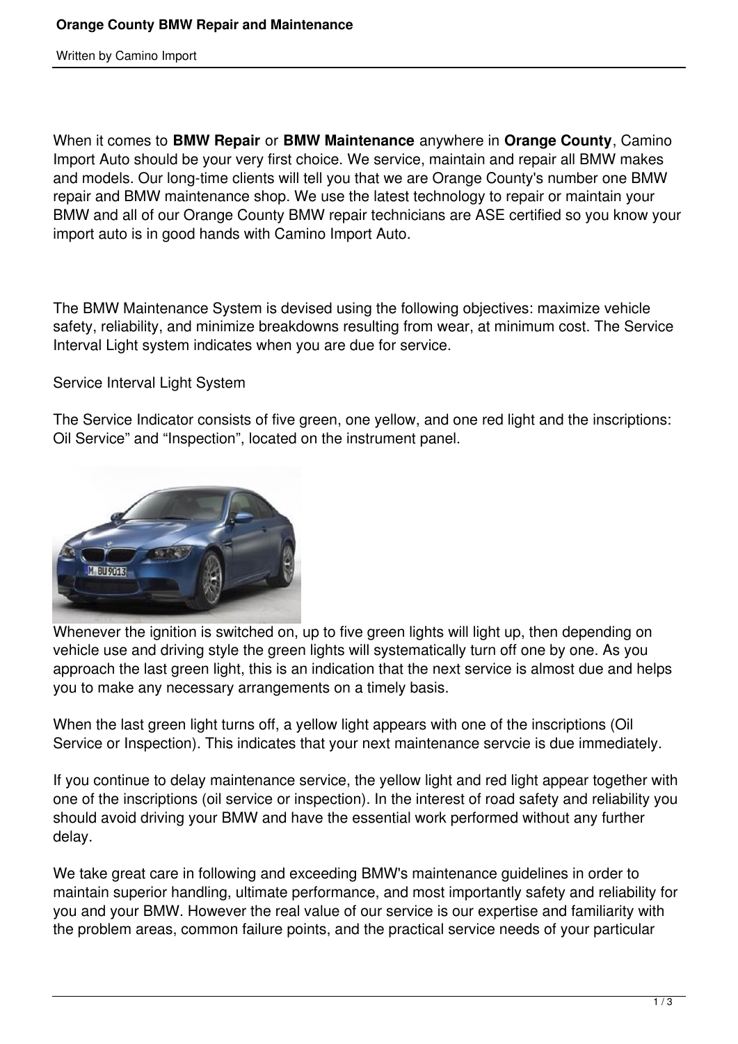# Orange County BMW Repair and Maintenance

Written by Camino Import

When it comes to **BMW Repair** or **BMW Maintenance** anywhere in **Orange County**, Camino Import Auto should be your very first choice. We service, maintain and repair all BMW makes and models. Our long-time clients will tell you that we are Orange County's number one BMW repair and BMW maintenance shop. We use the latest technology to repair or maintain your BMW and all of our Orange County BMW repair technicians are ASE certified so you know your import auto is in good hands with Camino Import Auto.

The BMW Maintenance System is devised using the following objectives: maximize vehicle safety, reliability, and minimize breakdowns resulting from wear, at minimum cost. The Service Interval Light system indicates when you are due for service.

Service Interval Light System

The Service Indicator consists of five green, one yellow, and one red light and the inscriptions: Oil Service" and "Inspection", located on the instrument panel.

Whenever the ignition is switched on, up to five green lights will light up, then depending on vehicle use and driving style the green lights will systematically turn off one by one. As you approach the last green light, this is an indication that the next service is almost due and helps you to make any necessary arrangements on a timely basis.

When the last green light turns off, a yellow light appears with one of the inscriptions (Oil Service or Inspection). This indicates that your next maintenance servcie is due immediately.

If you continue to delay maintenance service, the yellow light and red light appear together with one of the inscriptions (oil service or inspection). In the interest of road safety and reliability you should avoid driving your BMW and have the essential work performed without any further delay.

We take great care in following and exceeding BMW's maintenance guidelines in order to maintain superior handling, ultimate performance, and most importantly safety and reliability for you and your BMW. However the real value of our service is our expertise and familiarity with the problem areas, common failure points, and the practical service needs of your particular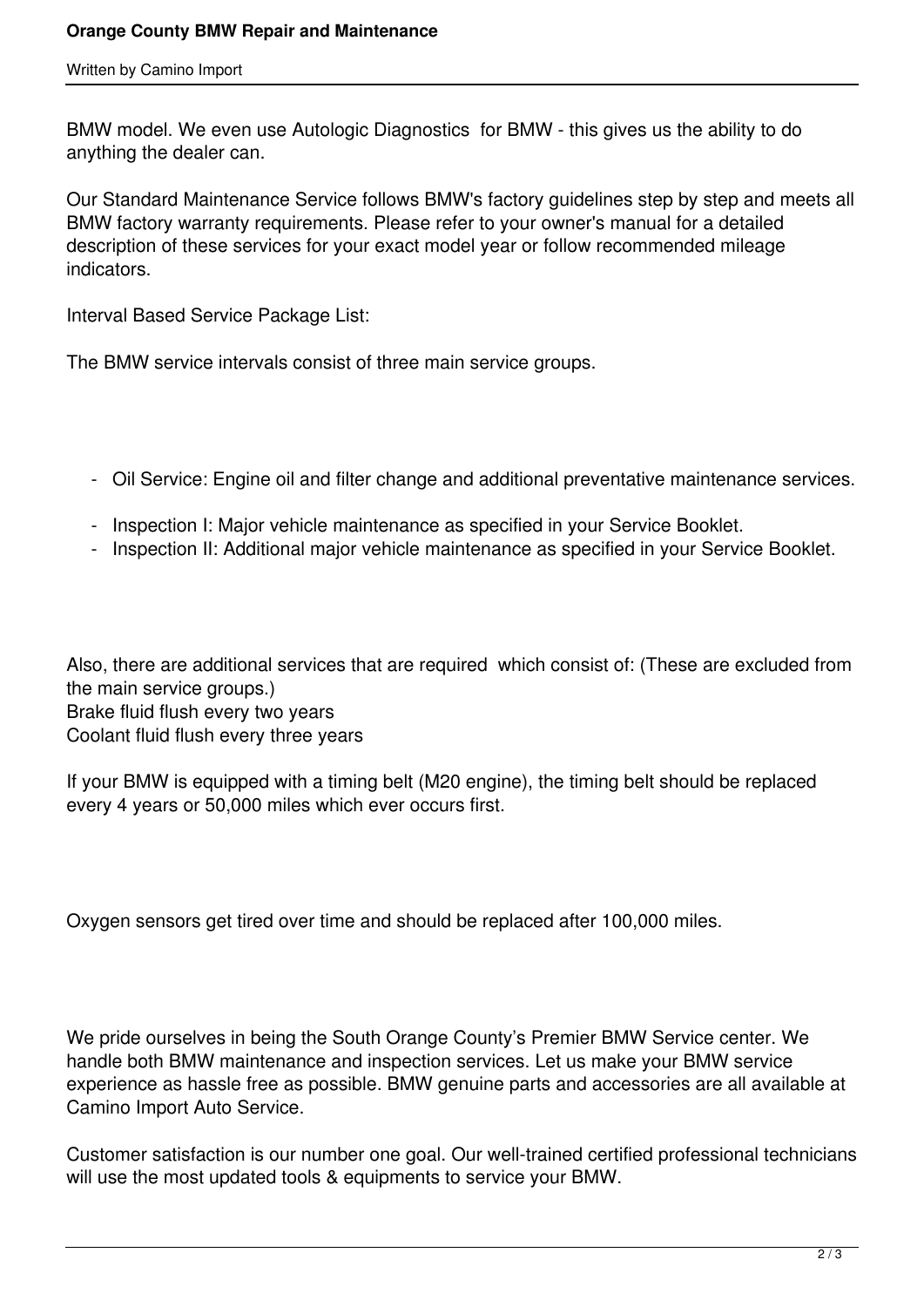BMW model. We even use Autologic Diagnostics  for BMW - this gives us the ability to do anything the dealer can.

Our Standard Maintenance Service follows BMW's factory guidelines step by step and meets all BMW factory warranty requirements. Please refer to your owner's manual for a detailed description of these services for your exact model year or follow recommended mileage indicators.

Interval Based Service Package List:

The BMW service intervals consist of three main service groups.

- Oil Service: Engine oil and filter change and additional preventative maintenance services.
- Inspection I: Major vehicle maintenance as specified in your Service Booklet.
- Inspection II: Additional major vehicle maintenance as specified in your Service Booklet.

Also, there are additional services that are required  which consist of: (These are excluded from the main service groups.)
Brake fluid flush every two years
Coolant fluid flush every three years

If your BMW is equipped with a timing belt (M20 engine), the timing belt should be replaced every 4 years or 50,000 miles which ever occurs first.

Oxygen sensors get tired over time and should be replaced after 100,000 miles.

We pride ourselves in being the South Orange County's Premier BMW Service center. We handle both BMW maintenance and inspection services. Let us make your BMW service experience as hassle free as possible. BMW genuine parts and accessories are all available at Camino Import Auto Service.

Customer satisfaction is our number one goal. Our well-trained certified professional technicians will use the most updated tools & equipments to service your BMW.